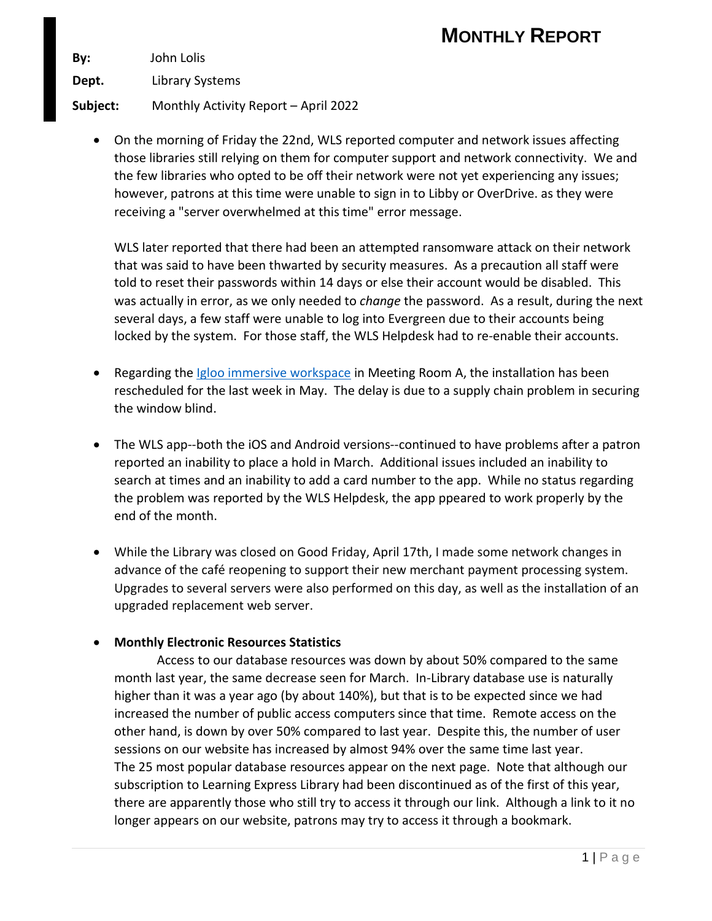# MONTHLY REPORT

**By:** John Lolis

**Dept.** Library Systems

**Subject:** Monthly Activity Report – April 2022

- On the morning of Friday the 22nd, WLS reported computer and network issues affecting those libraries still relying on them for computer support and network connectivity. We and the few libraries who opted to be off their network were not yet experiencing any issues; however, patrons at this time were unable to sign in to Libby or OverDrive. as they were receiving a "server overwhelmed at this time" error message.

  WLS later reported that there had been an attempted ransomware attack on their network that was said to have been thwarted by security measures. As a precaution all staff were told to reset their passwords within 14 days or else their account would be disabled. This was actually in error, as we only needed to *change* the password. As a result, during the next several days, a few staff were unable to log into Evergreen due to their accounts being locked by the system. For those staff, the WLS Helpdesk had to re-enable their accounts.

- Regarding the Igloo immersive workspace in Meeting Room A, the installation has been rescheduled for the last week in May. The delay is due to a supply chain problem in securing the window blind.

- The WLS app--both the iOS and Android versions--continued to have problems after a patron reported an inability to place a hold in March. Additional issues included an inability to search at times and an inability to add a card number to the app. While no status regarding the problem was reported by the WLS Helpdesk, the app ppeared to work properly by the end of the month.

- While the Library was closed on Good Friday, April 17th, I made some network changes in advance of the café reopening to support their new merchant payment processing system. Upgrades to several servers were also performed on this day, as well as the installation of an upgraded replacement web server.

- **Monthly Electronic Resources Statistics**

  Access to our database resources was down by about 50% compared to the same month last year, the same decrease seen for March. In-Library database use is naturally higher than it was a year ago (by about 140%), but that is to be expected since we had increased the number of public access computers since that time. Remote access on the other hand, is down by over 50% compared to last year. Despite this, the number of user sessions on our website has increased by almost 94% over the same time last year.
  The 25 most popular database resources appear on the next page. Note that although our subscription to Learning Express Library had been discontinued as of the first of this year, there are apparently those who still try to access it through our link. Although a link to it no longer appears on our website, patrons may try to access it through a bookmark.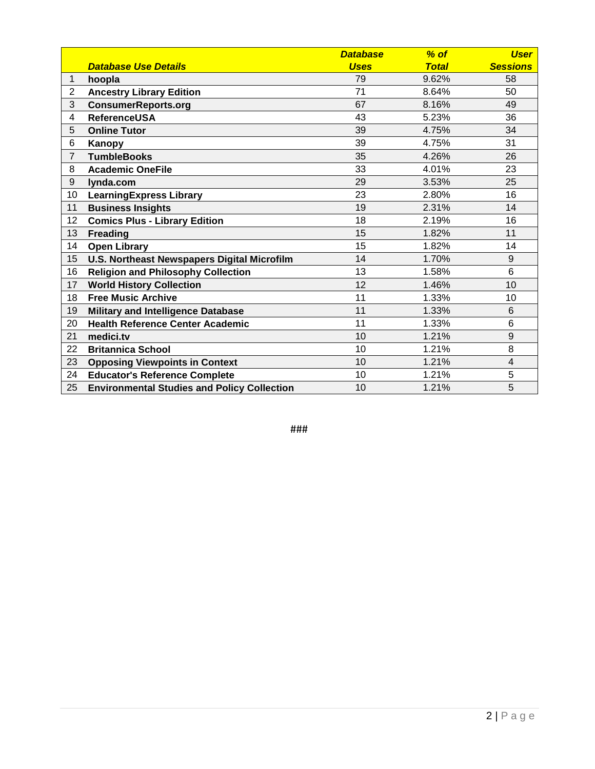| | Database Use Details | Database Uses | % of Total | User Sessions |
|---|---|---|---|---|
| 1 | **hoopla** | 79 | 9.62% | 58 |
| 2 | **Ancestry Library Edition** | 71 | 8.64% | 50 |
| 3 | **ConsumerReports.org** | 67 | 8.16% | 49 |
| 4 | **ReferenceUSA** | 43 | 5.23% | 36 |
| 5 | **Online Tutor** | 39 | 4.75% | 34 |
| 6 | **Kanopy** | 39 | 4.75% | 31 |
| 7 | **TumbleBooks** | 35 | 4.26% | 26 |
| 8 | **Academic OneFile** | 33 | 4.01% | 23 |
| 9 | **lynda.com** | 29 | 3.53% | 25 |
| 10 | **LearningExpress Library** | 23 | 2.80% | 16 |
| 11 | **Business Insights** | 19 | 2.31% | 14 |
| 12 | **Comics Plus - Library Edition** | 18 | 2.19% | 16 |
| 13 | **Freading** | 15 | 1.82% | 11 |
| 14 | **Open Library** | 15 | 1.82% | 14 |
| 15 | **U.S. Northeast Newspapers Digital Microfilm** | 14 | 1.70% | 9 |
| 16 | **Religion and Philosophy Collection** | 13 | 1.58% | 6 |
| 17 | **World History Collection** | 12 | 1.46% | 10 |
| 18 | **Free Music Archive** | 11 | 1.33% | 10 |
| 19 | **Military and Intelligence Database** | 11 | 1.33% | 6 |
| 20 | **Health Reference Center Academic** | 11 | 1.33% | 6 |
| 21 | **medici.tv** | 10 | 1.21% | 9 |
| 22 | **Britannica School** | 10 | 1.21% | 8 |
| 23 | **Opposing Viewpoints in Context** | 10 | 1.21% | 4 |
| 24 | **Educator's Reference Complete** | 10 | 1.21% | 5 |
| 25 | **Environmental Studies and Policy Collection** | 10 | 1.21% | 5 |

###